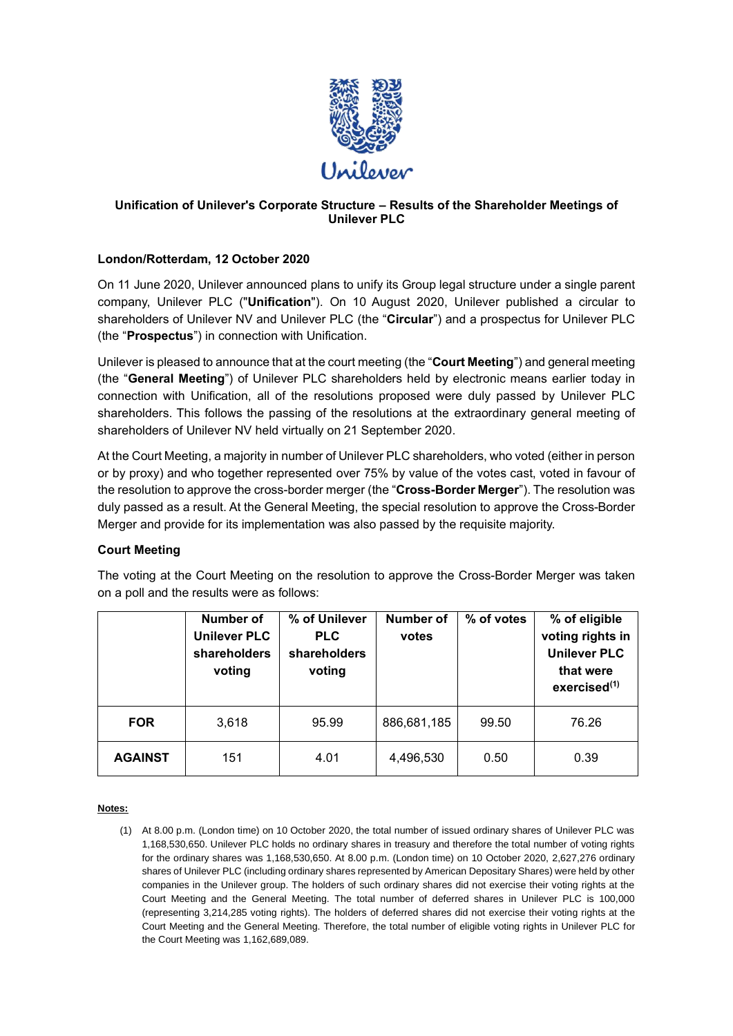## Unification of Unilever's Corporate Structure – Results of the Shareholder Meetings of Unilever PLC

**London/Rotterdam, 12 October 2020**

On 11 June 2020, Unilever announced plans to unify its Group legal structure under a single parent company, Unilever PLC ("**Unification**"). On 10 August 2020, Unilever published a circular to shareholders of Unilever NV and Unilever PLC (the "**Circular**") and a prospectus for Unilever PLC (the "**Prospectus**") in connection with Unification.

Unilever is pleased to announce that at the court meeting (the "**Court Meeting**") and general meeting (the "**General Meeting**") of Unilever PLC shareholders held by electronic means earlier today in connection with Unification, all of the resolutions proposed were duly passed by Unilever PLC shareholders. This follows the passing of the resolutions at the extraordinary general meeting of shareholders of Unilever NV held virtually on 21 September 2020.

At the Court Meeting, a majority in number of Unilever PLC shareholders, who voted (either in person or by proxy) and who together represented over 75% by value of the votes cast, voted in favour of the resolution to approve the cross-border merger (the "**Cross-Border Merger**"). The resolution was duly passed as a result. At the General Meeting, the special resolution to approve the Cross-Border Merger and provide for its implementation was also passed by the requisite majority.

### Court Meeting

The voting at the Court Meeting on the resolution to approve the Cross-Border Merger was taken on a poll and the results were as follows:

| | Number of Unilever PLC shareholders voting | % of Unilever PLC shareholders voting | Number of votes | % of votes | % of eligible voting rights in Unilever PLC that were exercised[(1)] |
|---|---|---|---|---|---|
| **FOR** | 3,618 | 95.99 | 886,681,185 | 99.50 | 76.26 |
| **AGAINST** | 151 | 4.01 | 4,496,530 | 0.50 | 0.39 |

**Notes:**

(1) At 8.00 p.m. (London time) on 10 October 2020, the total number of issued ordinary shares of Unilever PLC was 1,168,530,650. Unilever PLC holds no ordinary shares in treasury and therefore the total number of voting rights for the ordinary shares was 1,168,530,650. At 8.00 p.m. (London time) on 10 October 2020, 2,627,276 ordinary shares of Unilever PLC (including ordinary shares represented by American Depositary Shares) were held by other companies in the Unilever group. The holders of such ordinary shares did not exercise their voting rights at the Court Meeting and the General Meeting. The total number of deferred shares in Unilever PLC is 100,000 (representing 3,214,285 voting rights). The holders of deferred shares did not exercise their voting rights at the Court Meeting and the General Meeting. Therefore, the total number of eligible voting rights in Unilever PLC for the Court Meeting was 1,162,689,089.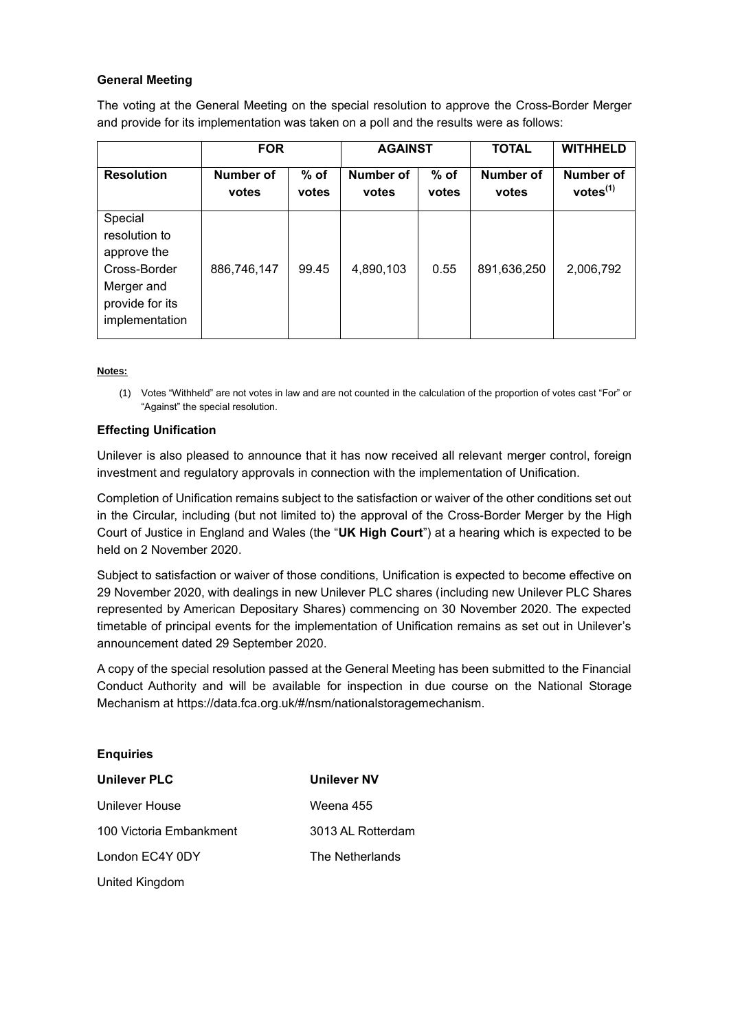**General Meeting**

The voting at the General Meeting on the special resolution to approve the Cross-Border Merger and provide for its implementation was taken on a poll and the results were as follows:

| | **FOR** | | **AGAINST** | | **TOTAL** | **WITHHELD** |
|---|---|---|---|---|---|---|
| **Resolution** | **Number of votes** | **% of votes** | **Number of votes** | **% of votes** | **Number of votes** | **Number of votes[(1)]** |
| Special resolution to approve the Cross-Border Merger and provide for its implementation | 886,746,147 | 99.45 | 4,890,103 | 0.55 | 891,636,250 | 2,006,792 |

**Notes:**

(1) Votes "Withheld" are not votes in law and are not counted in the calculation of the proportion of votes cast "For" or "Against" the special resolution.

**Effecting Unification**

Unilever is also pleased to announce that it has now received all relevant merger control, foreign investment and regulatory approvals in connection with the implementation of Unification.

Completion of Unification remains subject to the satisfaction or waiver of the other conditions set out in the Circular, including (but not limited to) the approval of the Cross-Border Merger by the High Court of Justice in England and Wales (the "**UK High Court**") at a hearing which is expected to be held on 2 November 2020.

Subject to satisfaction or waiver of those conditions, Unification is expected to become effective on 29 November 2020, with dealings in new Unilever PLC shares (including new Unilever PLC Shares represented by American Depositary Shares) commencing on 30 November 2020. The expected timetable of principal events for the implementation of Unification remains as set out in Unilever's announcement dated 29 September 2020.

A copy of the special resolution passed at the General Meeting has been submitted to the Financial Conduct Authority and will be available for inspection in due course on the National Storage Mechanism at https://data.fca.org.uk/#/nsm/nationalstoragemechanism.

**Enquiries**

| **Unilever PLC** | **Unilever NV** |
|---|---|
| Unilever House | Weena 455 |
| 100 Victoria Embankment | 3013 AL Rotterdam |
| London EC4Y 0DY | The Netherlands |
| United Kingdom | |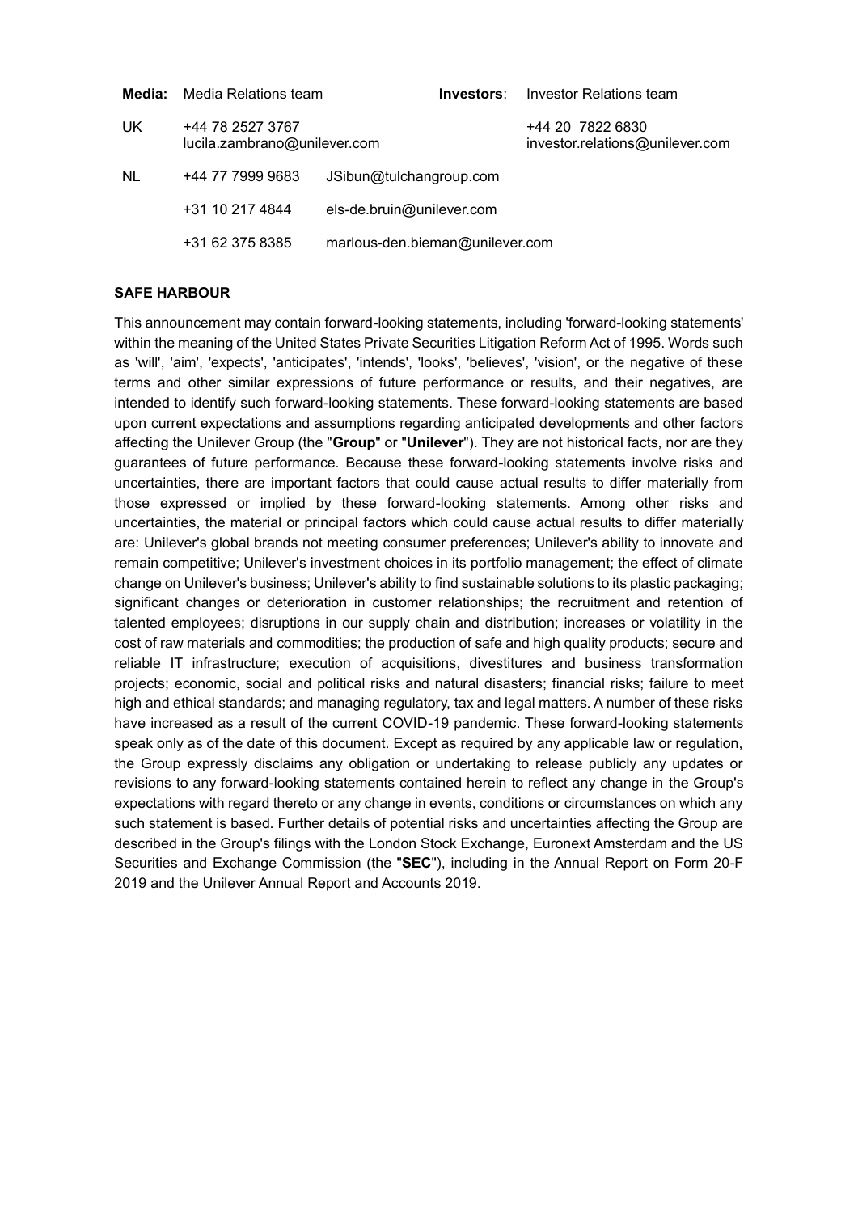| **Media:** | Media Relations team | | **Investors**: | Investor Relations team |
|---|---|---|---|---|
| UK | +44 78 2527 3767<br>lucila.zambrano@unilever.com | | | +44 20 7822 6830<br>investor.relations@unilever.com |
| NL | +44 77 7999 9683 | JSibun@tulchangroup.com | | |
| | +31 10 217 4844 | els-de.bruin@unilever.com | | |
| | +31 62 375 8385 | marlous-den.bieman@unilever.com | | |

**SAFE HARBOUR**

This announcement may contain forward-looking statements, including 'forward-looking statements' within the meaning of the United States Private Securities Litigation Reform Act of 1995. Words such as 'will', 'aim', 'expects', 'anticipates', 'intends', 'looks', 'believes', 'vision', or the negative of these terms and other similar expressions of future performance or results, and their negatives, are intended to identify such forward-looking statements. These forward-looking statements are based upon current expectations and assumptions regarding anticipated developments and other factors affecting the Unilever Group (the "**Group**" or "**Unilever**"). They are not historical facts, nor are they guarantees of future performance. Because these forward-looking statements involve risks and uncertainties, there are important factors that could cause actual results to differ materially from those expressed or implied by these forward-looking statements. Among other risks and uncertainties, the material or principal factors which could cause actual results to differ materially are: Unilever's global brands not meeting consumer preferences; Unilever's ability to innovate and remain competitive; Unilever's investment choices in its portfolio management; the effect of climate change on Unilever's business; Unilever's ability to find sustainable solutions to its plastic packaging; significant changes or deterioration in customer relationships; the recruitment and retention of talented employees; disruptions in our supply chain and distribution; increases or volatility in the cost of raw materials and commodities; the production of safe and high quality products; secure and reliable IT infrastructure; execution of acquisitions, divestitures and business transformation projects; economic, social and political risks and natural disasters; financial risks; failure to meet high and ethical standards; and managing regulatory, tax and legal matters. A number of these risks have increased as a result of the current COVID-19 pandemic. These forward-looking statements speak only as of the date of this document. Except as required by any applicable law or regulation, the Group expressly disclaims any obligation or undertaking to release publicly any updates or revisions to any forward-looking statements contained herein to reflect any change in the Group's expectations with regard thereto or any change in events, conditions or circumstances on which any such statement is based. Further details of potential risks and uncertainties affecting the Group are described in the Group's filings with the London Stock Exchange, Euronext Amsterdam and the US Securities and Exchange Commission (the "**SEC**"), including in the Annual Report on Form 20-F 2019 and the Unilever Annual Report and Accounts 2019.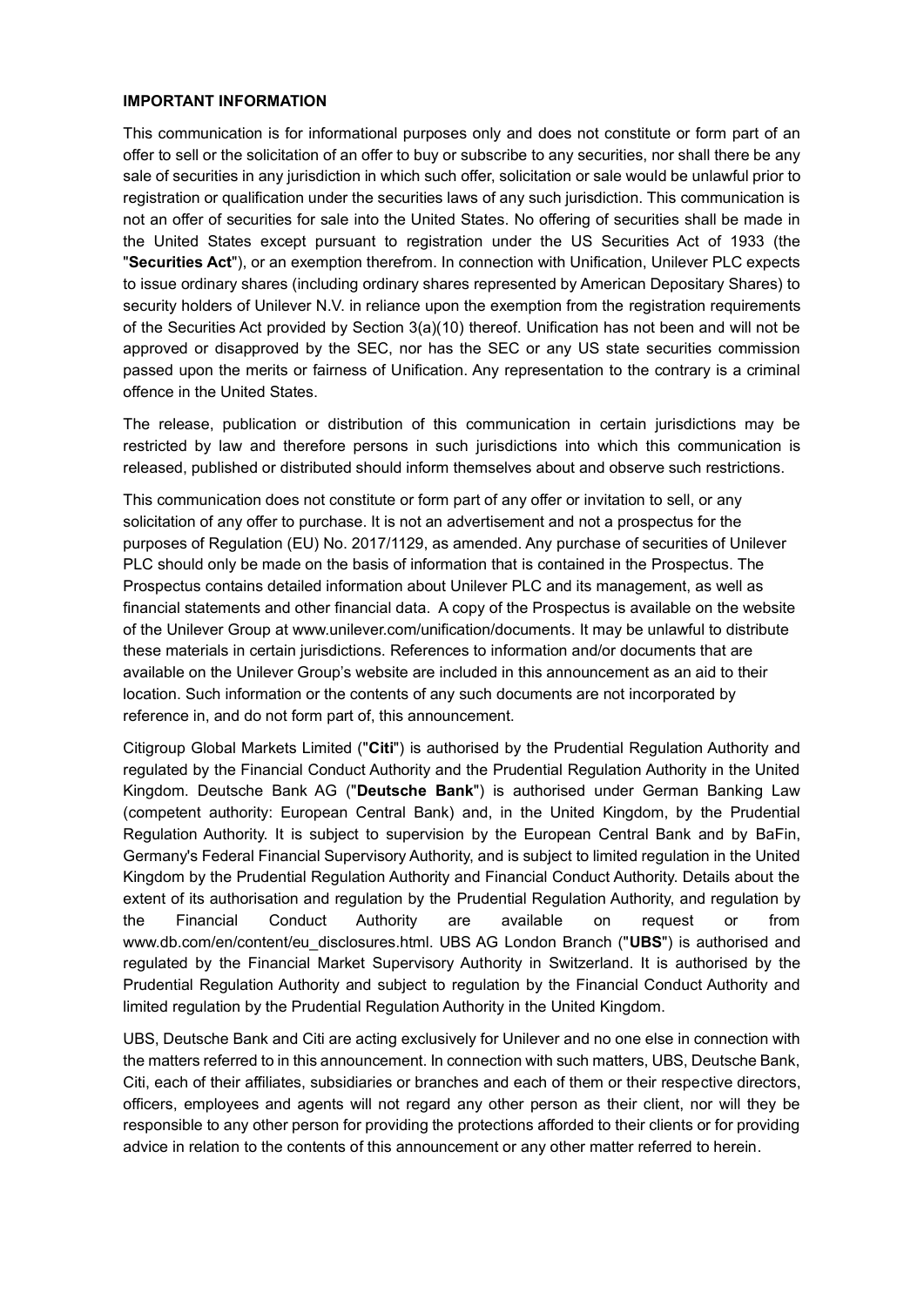**IMPORTANT INFORMATION**

This communication is for informational purposes only and does not constitute or form part of an offer to sell or the solicitation of an offer to buy or subscribe to any securities, nor shall there be any sale of securities in any jurisdiction in which such offer, solicitation or sale would be unlawful prior to registration or qualification under the securities laws of any such jurisdiction. This communication is not an offer of securities for sale into the United States. No offering of securities shall be made in the United States except pursuant to registration under the US Securities Act of 1933 (the "**Securities Act**"), or an exemption therefrom. In connection with Unification, Unilever PLC expects to issue ordinary shares (including ordinary shares represented by American Depositary Shares) to security holders of Unilever N.V. in reliance upon the exemption from the registration requirements of the Securities Act provided by Section 3(a)(10) thereof. Unification has not been and will not be approved or disapproved by the SEC, nor has the SEC or any US state securities commission passed upon the merits or fairness of Unification. Any representation to the contrary is a criminal offence in the United States.

The release, publication or distribution of this communication in certain jurisdictions may be restricted by law and therefore persons in such jurisdictions into which this communication is released, published or distributed should inform themselves about and observe such restrictions.

This communication does not constitute or form part of any offer or invitation to sell, or any solicitation of any offer to purchase. It is not an advertisement and not a prospectus for the purposes of Regulation (EU) No. 2017/1129, as amended. Any purchase of securities of Unilever PLC should only be made on the basis of information that is contained in the Prospectus. The Prospectus contains detailed information about Unilever PLC and its management, as well as financial statements and other financial data. A copy of the Prospectus is available on the website of the Unilever Group at www.unilever.com/unification/documents. It may be unlawful to distribute these materials in certain jurisdictions. References to information and/or documents that are available on the Unilever Group's website are included in this announcement as an aid to their location. Such information or the contents of any such documents are not incorporated by reference in, and do not form part of, this announcement.

Citigroup Global Markets Limited ("**Citi**") is authorised by the Prudential Regulation Authority and regulated by the Financial Conduct Authority and the Prudential Regulation Authority in the United Kingdom. Deutsche Bank AG ("**Deutsche Bank**") is authorised under German Banking Law (competent authority: European Central Bank) and, in the United Kingdom, by the Prudential Regulation Authority. It is subject to supervision by the European Central Bank and by BaFin, Germany's Federal Financial Supervisory Authority, and is subject to limited regulation in the United Kingdom by the Prudential Regulation Authority and Financial Conduct Authority. Details about the extent of its authorisation and regulation by the Prudential Regulation Authority, and regulation by the Financial Conduct Authority are available on request or from www.db.com/en/content/eu_disclosures.html. UBS AG London Branch ("**UBS**") is authorised and regulated by the Financial Market Supervisory Authority in Switzerland. It is authorised by the Prudential Regulation Authority and subject to regulation by the Financial Conduct Authority and limited regulation by the Prudential Regulation Authority in the United Kingdom.

UBS, Deutsche Bank and Citi are acting exclusively for Unilever and no one else in connection with the matters referred to in this announcement. In connection with such matters, UBS, Deutsche Bank, Citi, each of their affiliates, subsidiaries or branches and each of them or their respective directors, officers, employees and agents will not regard any other person as their client, nor will they be responsible to any other person for providing the protections afforded to their clients or for providing advice in relation to the contents of this announcement or any other matter referred to herein.